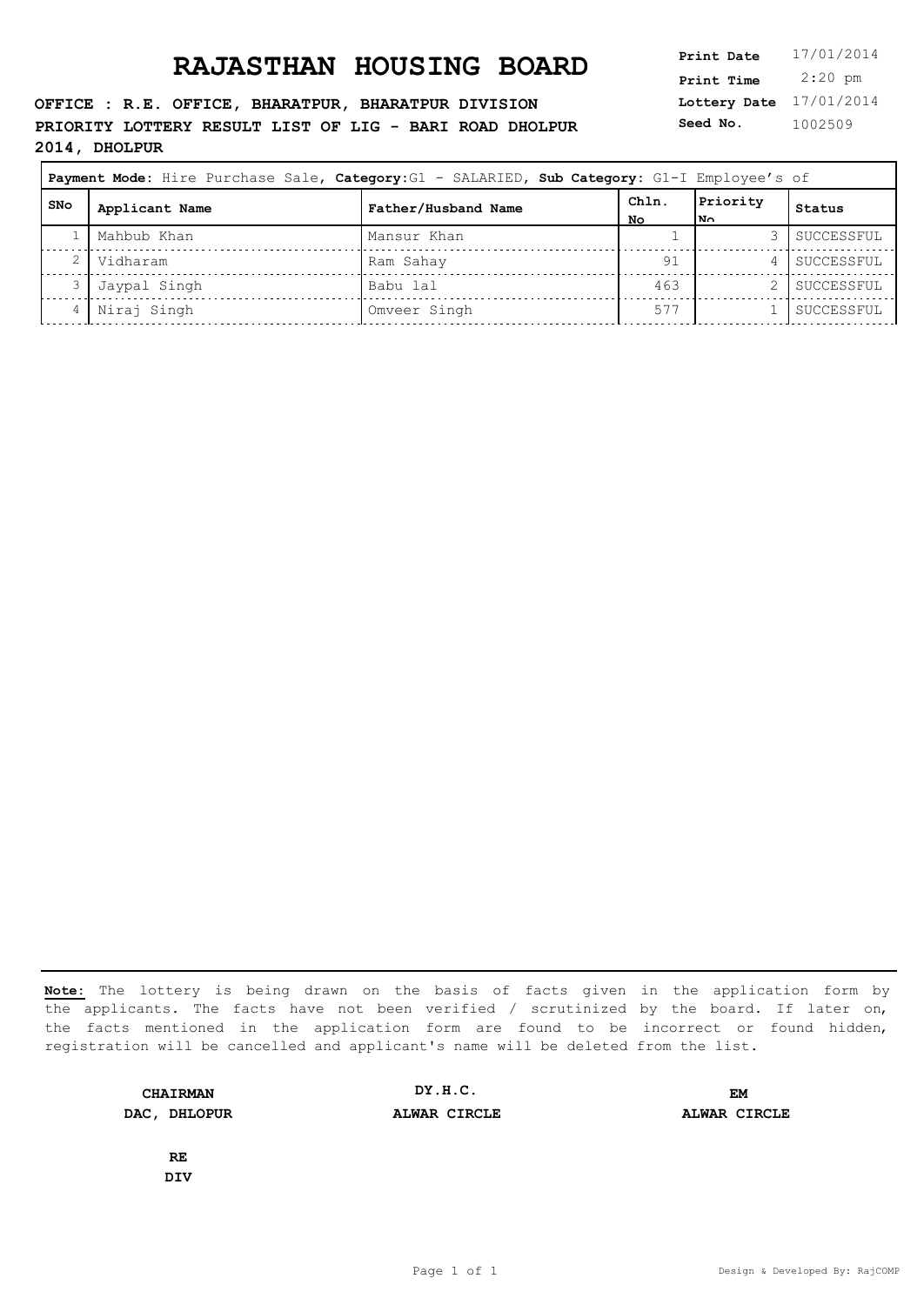# RAJASTHAN HOUSING BOARD

**OFFICE : R.E. OFFICE, BHARATPUR, BHARATPUR DIVISION**
**PRIORITY LOTTERY RESULT LIST OF LIG - BARI ROAD DHOLPUR 2014, DHOLPUR**

| | |
|---|---|
| **Print Date** | 17/01/2014 |
| **Print Time** | 2:20 pm |
| **Lottery Date** | 17/01/2014 |
| **Seed No.** | 1002509 |

**Payment Mode:** Hire Purchase Sale, **Category:** G1 - SALARIED, **Sub Category:** G1-I Employee's of

| SNo | Applicant Name | Father/Husband Name | Chln. No | Priority No | Status |
|---|---|---|---|---|---|
| 1 | Mahbub Khan | Mansur Khan | 1 | 3 | SUCCESSFUL |
| 2 | Vidharam | Ram Sahay | 91 | 4 | SUCCESSFUL |
| 3 | Jaypal Singh | Babu lal | 463 | 2 | SUCCESSFUL |
| 4 | Niraj Singh | Omveer Singh | 577 | 1 | SUCCESSFUL |

**Note:** The lottery is being drawn on the basis of facts given in the application form by the applicants. The facts have not been verified / scrutinized by the board. If later on, the facts mentioned in the application form are found to be incorrect or found hidden, registration will be cancelled and applicant's name will be deleted from the list.

**CHAIRMAN**
**DAC, DHLOPUR**

**DY.H.C.**
**ALWAR CIRCLE**

**EM**
**ALWAR CIRCLE**

**RE**
**DIV**

Design & Developed By: RajCOMP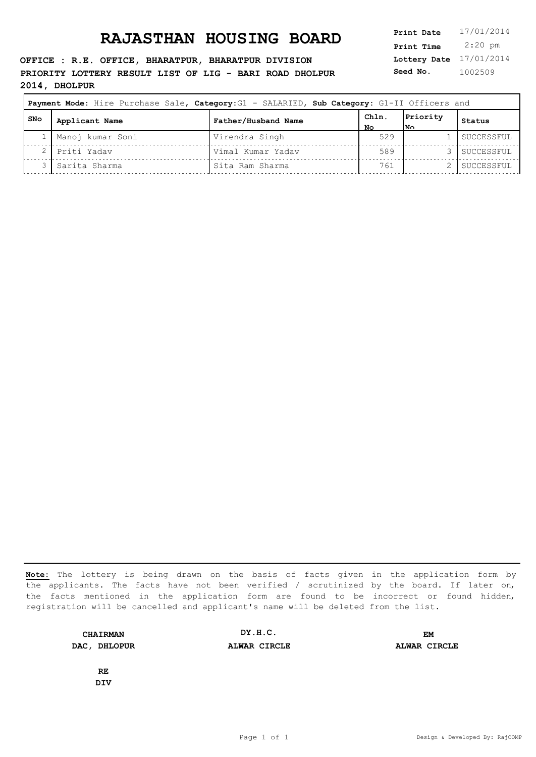# RAJASTHAN HOUSING BOARD

**OFFICE : R.E. OFFICE, BHARATPUR, BHARATPUR DIVISION**
**PRIORITY LOTTERY RESULT LIST OF LIG - BARI ROAD DHOLPUR 2014, DHOLPUR**

| | |
|---|---|
| **Print Date** | 17/01/2014 |
| **Print Time** | 2:20 pm |
| **Lottery Date** | 17/01/2014 |
| **Seed No.** | 1002509 |

**Payment Mode:** Hire Purchase Sale, **Category:**G1 - SALARIED, **Sub Category:** G1-II Officers and

| SNo | Applicant Name | Father/Husband Name | Chln. No | Priority No | Status |
|---|---|---|---|---|---|
| 1 | Manoj kumar Soni | Virendra Singh | 529 | 1 | SUCCESSFUL |
| 2 | Priti Yadav | Vimal Kumar Yadav | 589 | 3 | SUCCESSFUL |
| 3 | Sarita Sharma | Sita Ram Sharma | 761 | 2 | SUCCESSFUL |

**Note:** The lottery is being drawn on the basis of facts given in the application form by the applicants. The facts have not been verified / scrutinized by the board. If later on, the facts mentioned in the application form are found to be incorrect or found hidden, registration will be cancelled and applicant's name will be deleted from the list.

| | | |
|---|---|---|
| **CHAIRMAN**<br>**DAC, DHLOPUR** | **DY.H.C.**<br>**ALWAR CIRCLE** | **EM**<br>**ALWAR CIRCLE** |
| **RE**<br>**DIV** | | |

Design & Developed By: RajCOMP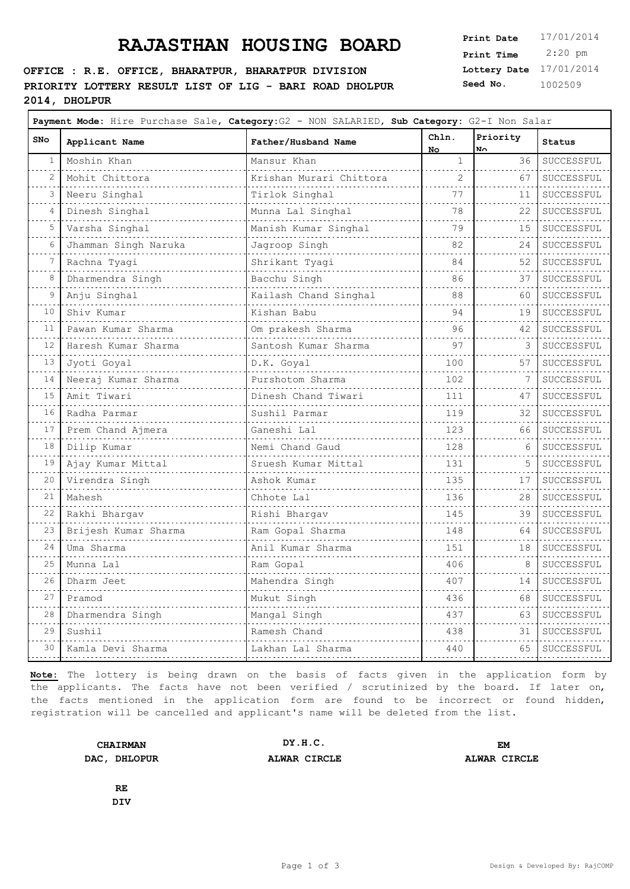# RAJASTHAN HOUSING BOARD

**OFFICE : R.E. OFFICE, BHARATPUR, BHARATPUR DIVISION**
**PRIORITY LOTTERY RESULT LIST OF LIG - BARI ROAD DHOLPUR 2014, DHOLPUR**

**Print Date** 17/01/2014
**Print Time** 2:20 pm
**Lottery Date** 17/01/2014
**Seed No.** 1002509

**Payment Mode:** Hire Purchase Sale, **Category:**G2 - NON SALARIED, **Sub Category:** G2-I Non Salar

| SNo | Applicant Name | Father/Husband Name | Chln. No | Priority No | Status |
|---|---|---|---|---|---|
| 1 | Moshin Khan | Mansur Khan | 1 | 36 | SUCCESSFUL |
| 2 | Mohit Chittora | Krishan Murari Chittora | 2 | 67 | SUCCESSFUL |
| 3 | Neeru Singhal | Tirlok Singhal | 77 | 11 | SUCCESSFUL |
| 4 | Dinesh Singhal | Munna Lal Singhal | 78 | 22 | SUCCESSFUL |
| 5 | Varsha Singhal | Manish Kumar Singhal | 79 | 15 | SUCCESSFUL |
| 6 | Jhamman Singh Naruka | Jagroop Singh | 82 | 24 | SUCCESSFUL |
| 7 | Rachna Tyagi | Shrikant Tyagi | 84 | 52 | SUCCESSFUL |
| 8 | Dharmendra Singh | Bacchu Singh | 86 | 37 | SUCCESSFUL |
| 9 | Anju Singhal | Kailash Chand Singhal | 88 | 60 | SUCCESSFUL |
| 10 | Shiv Kumar | Kishan Babu | 94 | 19 | SUCCESSFUL |
| 11 | Pawan Kumar Sharma | Om prakesh Sharma | 96 | 42 | SUCCESSFUL |
| 12 | Haresh Kumar Sharma | Santosh Kumar Sharma | 97 | 3 | SUCCESSFUL |
| 13 | Jyoti Goyal | D.K. Goyal | 100 | 57 | SUCCESSFUL |
| 14 | Neeraj Kumar Sharma | Purshotom Sharma | 102 | 7 | SUCCESSFUL |
| 15 | Amit Tiwari | Dinesh Chand Tiwari | 111 | 47 | SUCCESSFUL |
| 16 | Radha Parmar | Sushil Parmar | 119 | 32 | SUCCESSFUL |
| 17 | Prem Chand Ajmera | Ganeshi Lal | 123 | 66 | SUCCESSFUL |
| 18 | Dilip Kumar | Nemi Chand Gaud | 128 | 6 | SUCCESSFUL |
| 19 | Ajay Kumar Mittal | Sruesh Kumar Mittal | 131 | 5 | SUCCESSFUL |
| 20 | Virendra Singh | Ashok Kumar | 135 | 17 | SUCCESSFUL |
| 21 | Mahesh | Chhote Lal | 136 | 28 | SUCCESSFUL |
| 22 | Rakhi Bhargav | Rishi Bhargav | 145 | 39 | SUCCESSFUL |
| 23 | Brijesh Kumar Sharma | Ram Gopal Sharma | 148 | 64 | SUCCESSFUL |
| 24 | Uma Sharma | Anil Kumar Sharma | 151 | 18 | SUCCESSFUL |
| 25 | Munna Lal | Ram Gopal | 406 | 8 | SUCCESSFUL |
| 26 | Dharm Jeet | Mahendra Singh | 407 | 14 | SUCCESSFUL |
| 27 | Pramod | Mukut Singh | 436 | 68 | SUCCESSFUL |
| 28 | Dharmendra Singh | Mangal Singh | 437 | 63 | SUCCESSFUL |
| 29 | Sushil | Ramesh Chand | 438 | 31 | SUCCESSFUL |
| 30 | Kamla Devi Sharma | Lakhan Lal Sharma | 440 | 65 | SUCCESSFUL |

**Note:** The lottery is being drawn on the basis of facts given in the application form by the applicants. The facts have not been verified / scrutinized by the board. If later on, the facts mentioned in the application form are found to be incorrect or found hidden, registration will be cancelled and applicant's name will be deleted from the list.

**CHAIRMAN**
**DAC, DHLOPUR**

**DY.H.C.**
**ALWAR CIRCLE**

**EM**
**ALWAR CIRCLE**

**RE**
**DIV**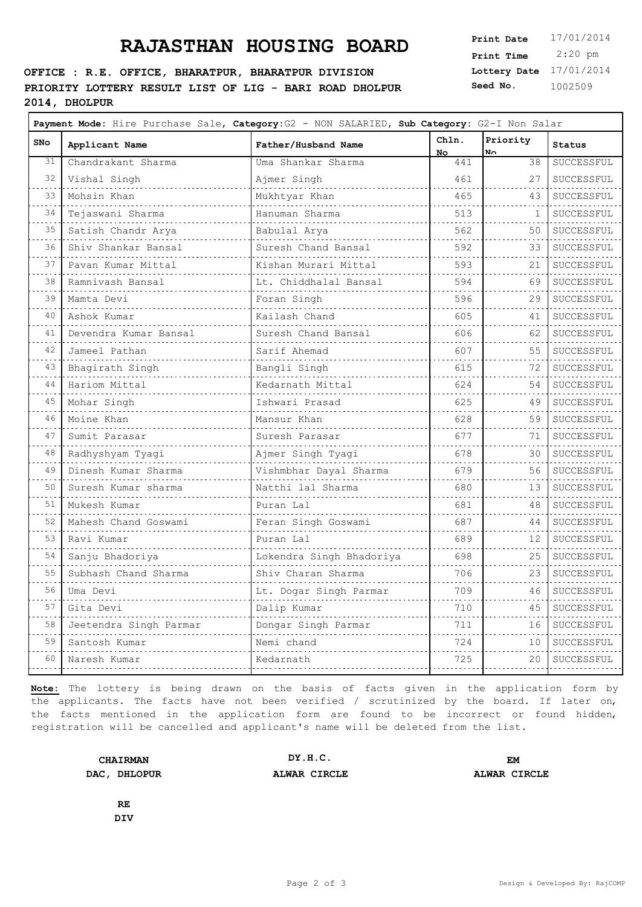# RAJASTHAN HOUSING BOARD

**OFFICE : R.E. OFFICE, BHARATPUR, BHARATPUR DIVISION**
**PRIORITY LOTTERY RESULT LIST OF LIG - BARI ROAD DHOLPUR 2014, DHOLPUR**

**Print Date** 17/01/2014
**Print Time** 2:20 pm
**Lottery Date** 17/01/2014
**Seed No.** 1002509

**Payment Mode:** Hire Purchase Sale, **Category:** G2 - NON SALARIED, **Sub Category:** G2-I Non Salar

| SNo | Applicant Name | Father/Husband Name | Chln. No | Priority No | Status |
|---|---|---|---|---|---|
| 31 | Chandrakant Sharma | Uma Shankar Sharma | 441 | 38 | SUCCESSFUL |
| 32 | Vishal Singh | Ajmer Singh | 461 | 27 | SUCCESSFUL |
| 33 | Mohsin Khan | Mukhtyar Khan | 465 | 43 | SUCCESSFUL |
| 34 | Tejaswani Sharma | Hanuman Sharma | 513 | 1 | SUCCESSFUL |
| 35 | Satish Chandr Arya | Babulal Arya | 562 | 50 | SUCCESSFUL |
| 36 | Shiv Shankar Bansal | Suresh Chand Bansal | 592 | 33 | SUCCESSFUL |
| 37 | Pavan Kumar Mittal | Kishan Murari Mittal | 593 | 21 | SUCCESSFUL |
| 38 | Ramnivash Bansal | Lt. Chiddhalal Bansal | 594 | 69 | SUCCESSFUL |
| 39 | Mamta Devi | Foran Singh | 596 | 29 | SUCCESSFUL |
| 40 | Ashok Kumar | Kailash Chand | 605 | 41 | SUCCESSFUL |
| 41 | Devendra Kumar Bansal | Suresh Chand Bansal | 606 | 62 | SUCCESSFUL |
| 42 | Jameel Pathan | Sarif Ahemad | 607 | 55 | SUCCESSFUL |
| 43 | Bhagirath Singh | Bangli Singh | 615 | 72 | SUCCESSFUL |
| 44 | Hariom Mittal | Kedarnath Mittal | 624 | 54 | SUCCESSFUL |
| 45 | Mohar Singh | Ishwari Prasad | 625 | 49 | SUCCESSFUL |
| 46 | Moine Khan | Mansur Khan | 628 | 59 | SUCCESSFUL |
| 47 | Sumit Parasar | Suresh Parasar | 677 | 71 | SUCCESSFUL |
| 48 | Radhyshyam Tyagi | Ajmer Singh Tyagi | 678 | 30 | SUCCESSFUL |
| 49 | Dinesh Kumar Sharma | Vishmbhar Dayal Sharma | 679 | 56 | SUCCESSFUL |
| 50 | Suresh Kumar sharma | Natthi lal Sharma | 680 | 13 | SUCCESSFUL |
| 51 | Mukesh Kumar | Puran Lal | 681 | 48 | SUCCESSFUL |
| 52 | Mahesh Chand Goswami | Feran Singh Goswami | 687 | 44 | SUCCESSFUL |
| 53 | Ravi Kumar | Puran Lal | 689 | 12 | SUCCESSFUL |
| 54 | Sanju Bhadoriya | Lokendra Singh Bhadoriya | 698 | 25 | SUCCESSFUL |
| 55 | Subhash Chand Sharma | Shiv Charan Sharma | 706 | 23 | SUCCESSFUL |
| 56 | Uma Devi | Lt. Dogar Singh Parmar | 709 | 46 | SUCCESSFUL |
| 57 | Gita Devi | Dalip Kumar | 710 | 45 | SUCCESSFUL |
| 58 | Jeetendra Singh Parmar | Dongar Singh Parmar | 711 | 16 | SUCCESSFUL |
| 59 | Santosh Kumar | Nemi chand | 724 | 10 | SUCCESSFUL |
| 60 | Naresh Kumar | Kedarnath | 725 | 20 | SUCCESSFUL |

**Note:** The lottery is being drawn on the basis of facts given in the application form by the applicants. The facts have not been verified / scrutinized by the board. If later on, the facts mentioned in the application form are found to be incorrect or found hidden, registration will be cancelled and applicant's name will be deleted from the list.

**CHAIRMAN**
**DAC, DHLOPUR**

**DY.H.C.**
**ALWAR CIRCLE**

**EM**
**ALWAR CIRCLE**

**RE**
**DIV**

Design & Developed By: RajCOMP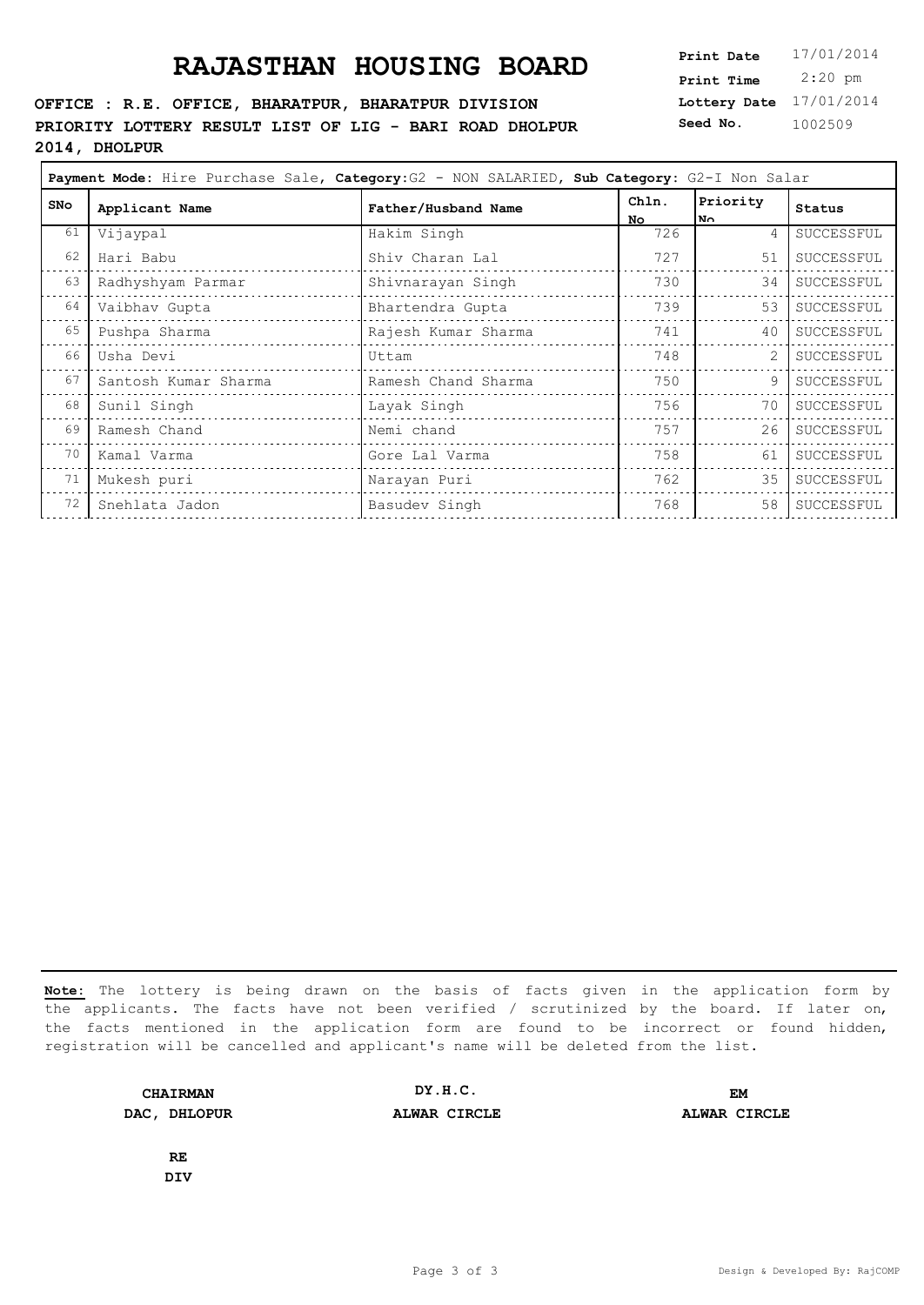# RAJASTHAN HOUSING BOARD

**OFFICE : R.E. OFFICE, BHARATPUR, BHARATPUR DIVISION**
**PRIORITY LOTTERY RESULT LIST OF LIG - BARI ROAD DHOLPUR 2014, DHOLPUR**

| | |
|---|---|
| **Print Date** | 17/01/2014 |
| **Print Time** | 2:20 pm |
| **Lottery Date** | 17/01/2014 |
| **Seed No.** | 1002509 |

**Payment Mode:** Hire Purchase Sale, **Category:** G2 - NON SALARIED, **Sub Category:** G2-I Non Salar

| SNo | Applicant Name | Father/Husband Name | Chln. No | Priority No | Status |
|---|---|---|---|---|---|
| 61 | Vijaypal | Hakim Singh | 726 | 4 | SUCCESSFUL |
| 62 | Hari Babu | Shiv Charan Lal | 727 | 51 | SUCCESSFUL |
| 63 | Radhyshyam Parmar | Shivnarayan Singh | 730 | 34 | SUCCESSFUL |
| 64 | Vaibhav Gupta | Bhartendra Gupta | 739 | 53 | SUCCESSFUL |
| 65 | Pushpa Sharma | Rajesh Kumar Sharma | 741 | 40 | SUCCESSFUL |
| 66 | Usha Devi | Uttam | 748 | 2 | SUCCESSFUL |
| 67 | Santosh Kumar Sharma | Ramesh Chand Sharma | 750 | 9 | SUCCESSFUL |
| 68 | Sunil Singh | Layak Singh | 756 | 70 | SUCCESSFUL |
| 69 | Ramesh Chand | Nemi chand | 757 | 26 | SUCCESSFUL |
| 70 | Kamal Varma | Gore Lal Varma | 758 | 61 | SUCCESSFUL |
| 71 | Mukesh puri | Narayan Puri | 762 | 35 | SUCCESSFUL |
| 72 | Snehlata Jadon | Basudev Singh | 768 | 58 | SUCCESSFUL |

**Note:** The lottery is being drawn on the basis of facts given in the application form by the applicants. The facts have not been verified / scrutinized by the board. If later on, the facts mentioned in the application form are found to be incorrect or found hidden, registration will be cancelled and applicant's name will be deleted from the list.

| **CHAIRMAN** | **DY.H.C.** | **EM** |
|---|---|---|
| **DAC, DHLOPUR** | **ALWAR CIRCLE** | **ALWAR CIRCLE** |

**RE**
**DIV**

Design & Developed By: RajCOMP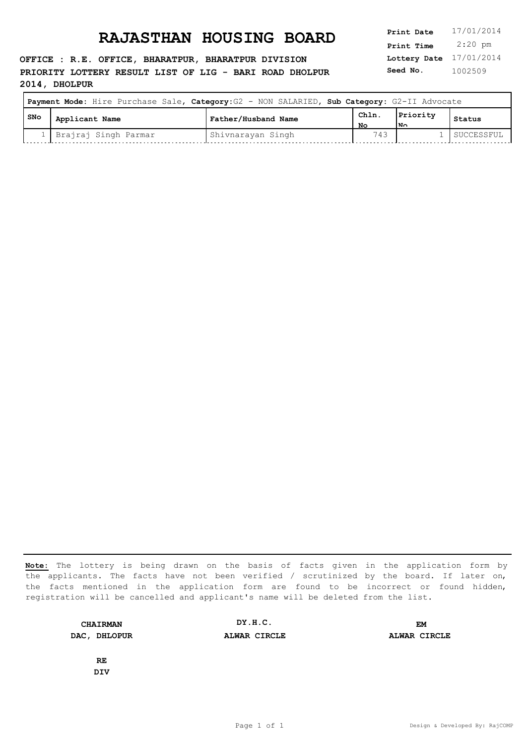# RAJASTHAN HOUSING BOARD

**Print Date** 17/01/2014
**Print Time** 2:20 pm
**Lottery Date** 17/01/2014
**Seed No.** 1002509

**OFFICE : R.E. OFFICE, BHARATPUR, BHARATPUR DIVISION**
**PRIORITY LOTTERY RESULT LIST OF LIG - BARI ROAD DHOLPUR 2014, DHOLPUR**

**Payment Mode:** Hire Purchase Sale, **Category:** G2 - NON SALARIED, **Sub Category:** G2-II Advocate

| SNo | Applicant Name | Father/Husband Name | Chln. No | Priority No | Status |
|---|---|---|---|---|---|
| 1 | Brajraj Singh Parmar | Shivnarayan Singh | 743 | 1 | SUCCESSFUL |

**Note:** The lottery is being drawn on the basis of facts given in the application form by the applicants. The facts have not been verified / scrutinized by the board. If later on, the facts mentioned in the application form are found to be incorrect or found hidden, registration will be cancelled and applicant's name will be deleted from the list.

**CHAIRMAN**
**DAC, DHLOPUR**

**DY.H.C.**
**ALWAR CIRCLE**

**EM**
**ALWAR CIRCLE**

**RE**
**DIV**

Design & Developed By: RajCOMP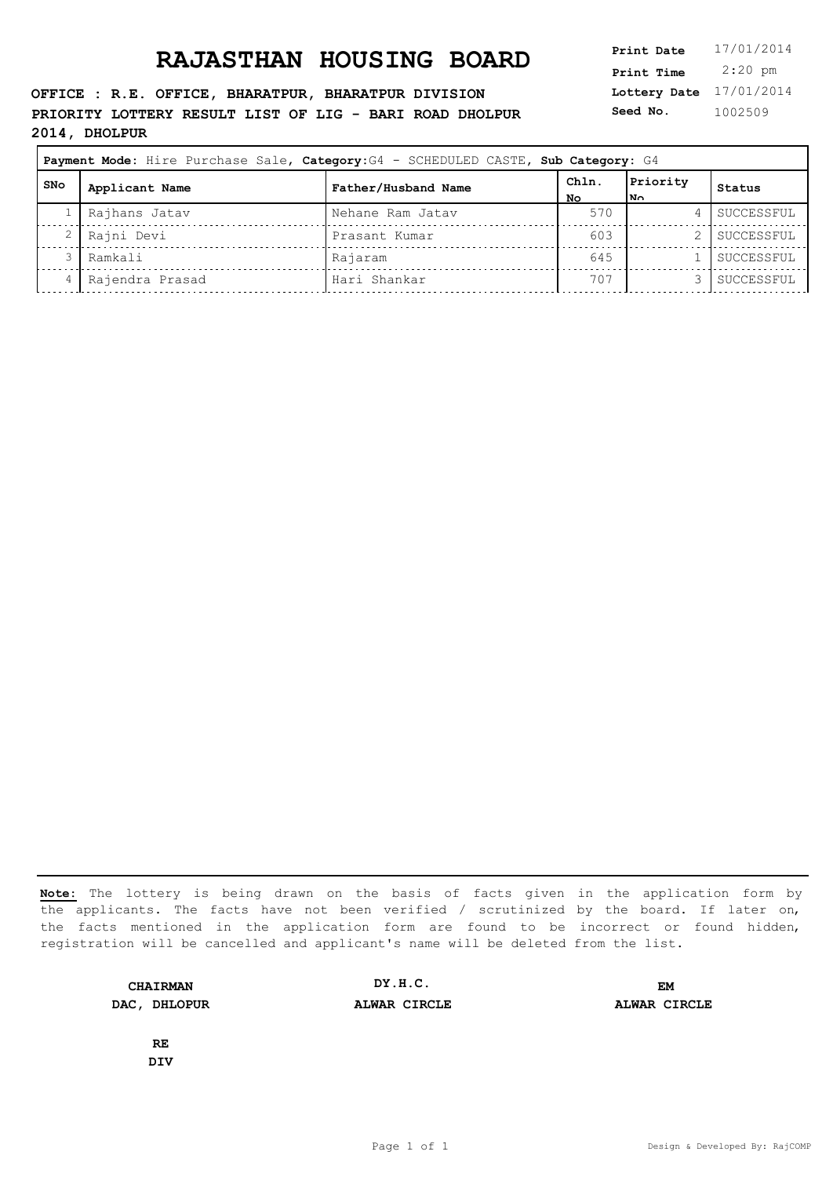# RAJASTHAN HOUSING BOARD

**OFFICE : R.E. OFFICE, BHARATPUR, BHARATPUR DIVISION**
**PRIORITY LOTTERY RESULT LIST OF LIG - BARI ROAD DHOLPUR 2014, DHOLPUR**

| | |
|---|---|
| **Print Date** | 17/01/2014 |
| **Print Time** | 2:20 pm |
| **Lottery Date** | 17/01/2014 |
| **Seed No.** | 1002509 |

**Payment Mode:** Hire Purchase Sale, **Category:** G4 - SCHEDULED CASTE, **Sub Category:** G4

| SNo | Applicant Name | Father/Husband Name | Chln. No | Priority No | Status |
|---|---|---|---|---|---|
| 1 | Rajhans Jatav | Nehane Ram Jatav | 570 | 4 | SUCCESSFUL |
| 2 | Rajni Devi | Prasant Kumar | 603 | 2 | SUCCESSFUL |
| 3 | Ramkali | Rajaram | 645 | 1 | SUCCESSFUL |
| 4 | Rajendra Prasad | Hari Shankar | 707 | 3 | SUCCESSFUL |

**Note:** The lottery is being drawn on the basis of facts given in the application form by the applicants. The facts have not been verified / scrutinized by the board. If later on, the facts mentioned in the application form are found to be incorrect or found hidden, registration will be cancelled and applicant's name will be deleted from the list.

| | | |
|---|---|---|
| **CHAIRMAN** | **DY.H.C.** | **EM** |
| **DAC, DHLOPUR** | **ALWAR CIRCLE** | **ALWAR CIRCLE** |

**RE**
**DIV**

Design & Developed By: RajCOMP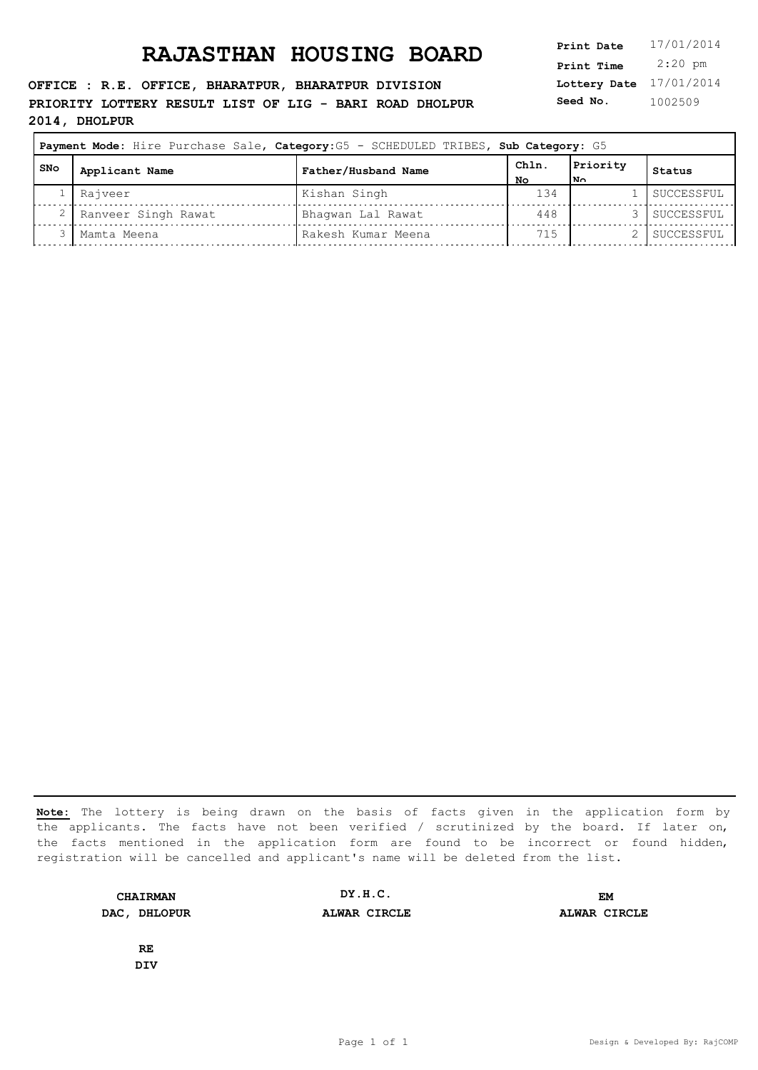# RAJASTHAN HOUSING BOARD

**OFFICE : R.E. OFFICE, BHARATPUR, BHARATPUR DIVISION**
**PRIORITY LOTTERY RESULT LIST OF LIG - BARI ROAD DHOLPUR 2014, DHOLPUR**

| | |
|---|---|
| **Print Date** | 17/01/2014 |
| **Print Time** | 2:20 pm |
| **Lottery Date** | 17/01/2014 |
| **Seed No.** | 1002509 |

**Payment Mode:** Hire Purchase Sale, **Category:** G5 - SCHEDULED TRIBES, **Sub Category:** G5

| SNo | Applicant Name | Father/Husband Name | Chln. No | Priority No | Status |
|---|---|---|---|---|---|
| 1 | Rajveer | Kishan Singh | 134 | 1 | SUCCESSFUL |
| 2 | Ranveer Singh Rawat | Bhagwan Lal Rawat | 448 | 3 | SUCCESSFUL |
| 3 | Mamta Meena | Rakesh Kumar Meena | 715 | 2 | SUCCESSFUL |

**Note:** The lottery is being drawn on the basis of facts given in the application form by the applicants. The facts have not been verified / scrutinized by the board. If later on, the facts mentioned in the application form are found to be incorrect or found hidden, registration will be cancelled and applicant's name will be deleted from the list.

| | | |
|---|---|---|
| **CHAIRMAN** | **DY.H.C.** | **EM** |
| **DAC, DHLOPUR** | **ALWAR CIRCLE** | **ALWAR CIRCLE** |

**RE**
**DIV**

Design & Developed By: RajCOMP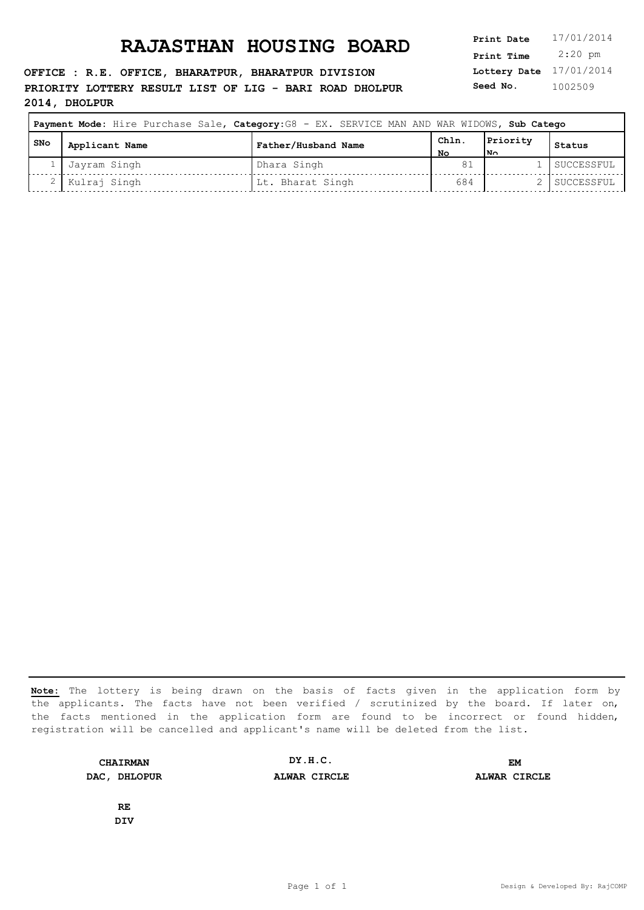# RAJASTHAN HOUSING BOARD

**Print Date** 17/01/2014
**Print Time** 2:20 pm
**Lottery Date** 17/01/2014
**Seed No.** 1002509

**OFFICE : R.E. OFFICE, BHARATPUR, BHARATPUR DIVISION**
**PRIORITY LOTTERY RESULT LIST OF LIG - BARI ROAD DHOLPUR 2014, DHOLPUR**

**Payment Mode:** Hire Purchase Sale, **Category:** G8 - EX. SERVICE MAN AND WAR WIDOWS, **Sub Catego**

| SNo | Applicant Name | Father/Husband Name | Chln. No | Priority No | Status |
|---|---|---|---|---|---|
| 1 | Jayram Singh | Dhara Singh | 81 | 1 | SUCCESSFUL |
| 2 | Kulraj Singh | Lt. Bharat Singh | 684 | 2 | SUCCESSFUL |

**Note:** The lottery is being drawn on the basis of facts given in the application form by the applicants. The facts have not been verified / scrutinized by the board. If later on, the facts mentioned in the application form are found to be incorrect or found hidden, registration will be cancelled and applicant's name will be deleted from the list.

**CHAIRMAN**
**DAC, DHLOPUR**

**DY.H.C.**
**ALWAR CIRCLE**

**EM**
**ALWAR CIRCLE**

**RE**
**DIV**

Design & Developed By: RajCOMP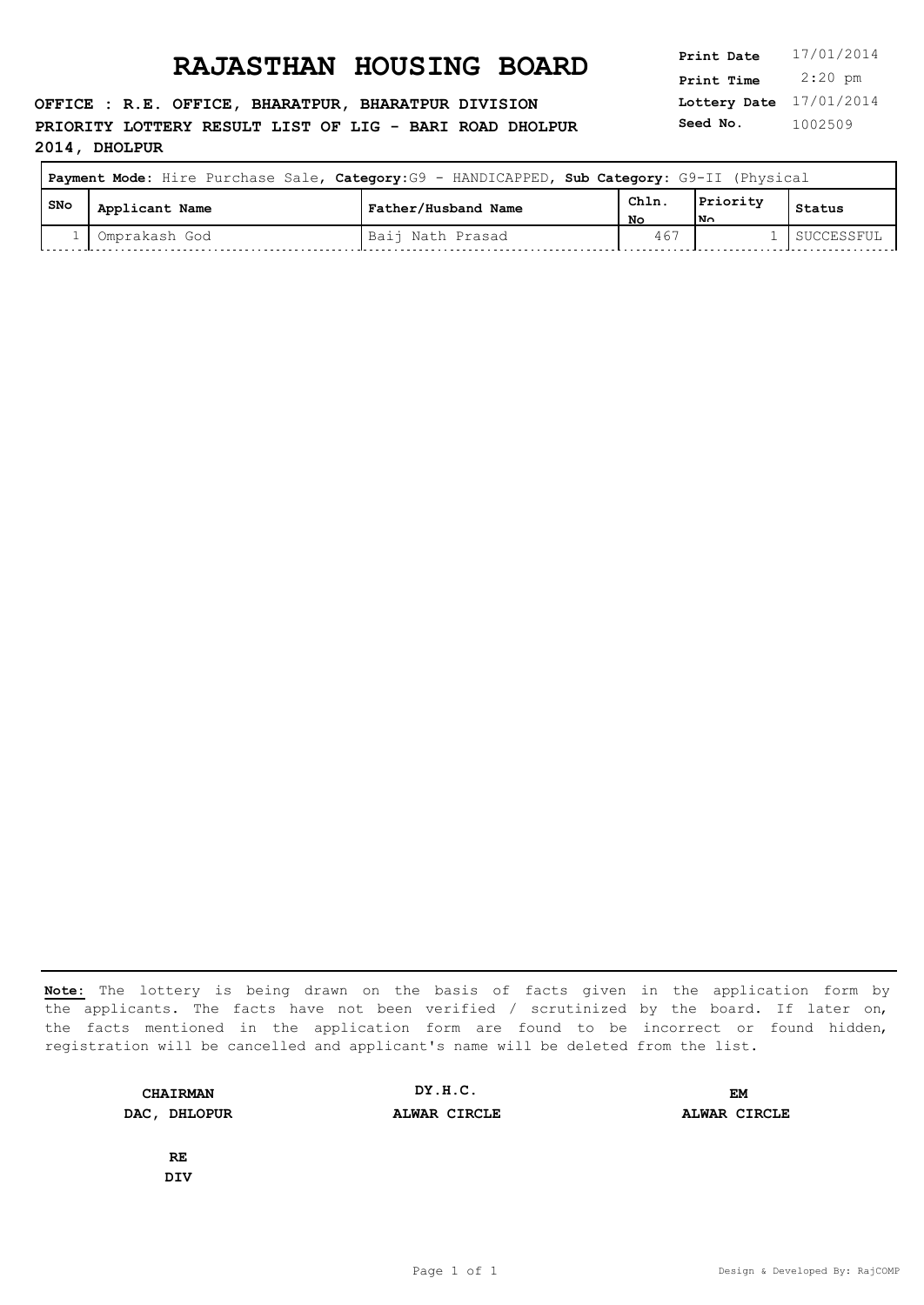# RAJASTHAN HOUSING BOARD

**OFFICE : R.E. OFFICE, BHARATPUR, BHARATPUR DIVISION**
**PRIORITY LOTTERY RESULT LIST OF LIG - BARI ROAD DHOLPUR 2014, DHOLPUR**

| | |
|---|---|
| **Print Date** | 17/01/2014 |
| **Print Time** | 2:20 pm |
| **Lottery Date** | 17/01/2014 |
| **Seed No.** | 1002509 |

**Payment Mode:** Hire Purchase Sale, **Category:**G9 - HANDICAPPED, **Sub Category:** G9-II (Physical

| SNo | Applicant Name | Father/Husband Name | Chln. No | Priority No | Status |
|---|---|---|---|---|---|
| 1 | Omprakash God | Baij Nath Prasad | 467 | 1 | SUCCESSFUL |

**Note:** The lottery is being drawn on the basis of facts given in the application form by the applicants. The facts have not been verified / scrutinized by the board. If later on, the facts mentioned in the application form are found to be incorrect or found hidden, registration will be cancelled and applicant's name will be deleted from the list.

| | | |
|---|---|---|
| **CHAIRMAN**<br>**DAC, DHLOPUR** | **DY.H.C.**<br>**ALWAR CIRCLE** | **EM**<br>**ALWAR CIRCLE** |
| **RE**<br>**DIV** | | |

Design & Developed By: RajCOMP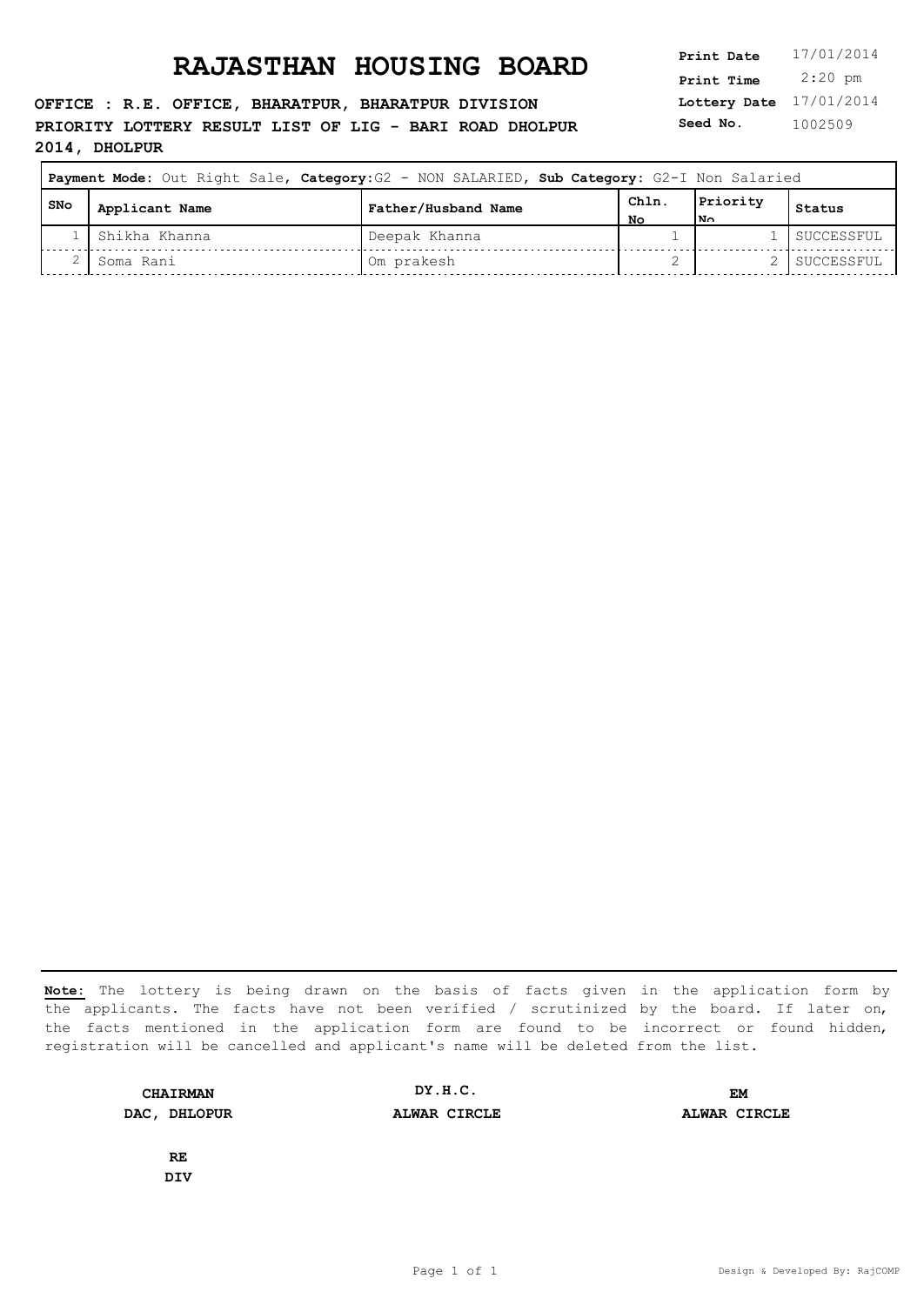# RAJASTHAN HOUSING BOARD

**Print Date** 17/01/2014
**Print Time** 2:20 pm
**Lottery Date** 17/01/2014
**Seed No.** 1002509

**OFFICE : R.E. OFFICE, BHARATPUR, BHARATPUR DIVISION**
**PRIORITY LOTTERY RESULT LIST OF LIG - BARI ROAD DHOLPUR 2014, DHOLPUR**

**Payment Mode:** Out Right Sale, **Category:** G2 - NON SALARIED, **Sub Category:** G2-I Non Salaried

| SNo | Applicant Name | Father/Husband Name | Chln. No | Priority No | Status |
|---|---|---|---|---|---|
| 1 | Shikha Khanna | Deepak Khanna | 1 | 1 | SUCCESSFUL |
| 2 | Soma Rani | Om prakesh | 2 | 2 | SUCCESSFUL |

**Note:** The lottery is being drawn on the basis of facts given in the application form by the applicants. The facts have not been verified / scrutinized by the board. If later on, the facts mentioned in the application form are found to be incorrect or found hidden, registration will be cancelled and applicant's name will be deleted from the list.

**CHAIRMAN**
**DAC, DHLOPUR**

**DY.H.C.**
**ALWAR CIRCLE**

**EM**
**ALWAR CIRCLE**

**RE**
**DIV**

Design & Developed By: RajCOMP